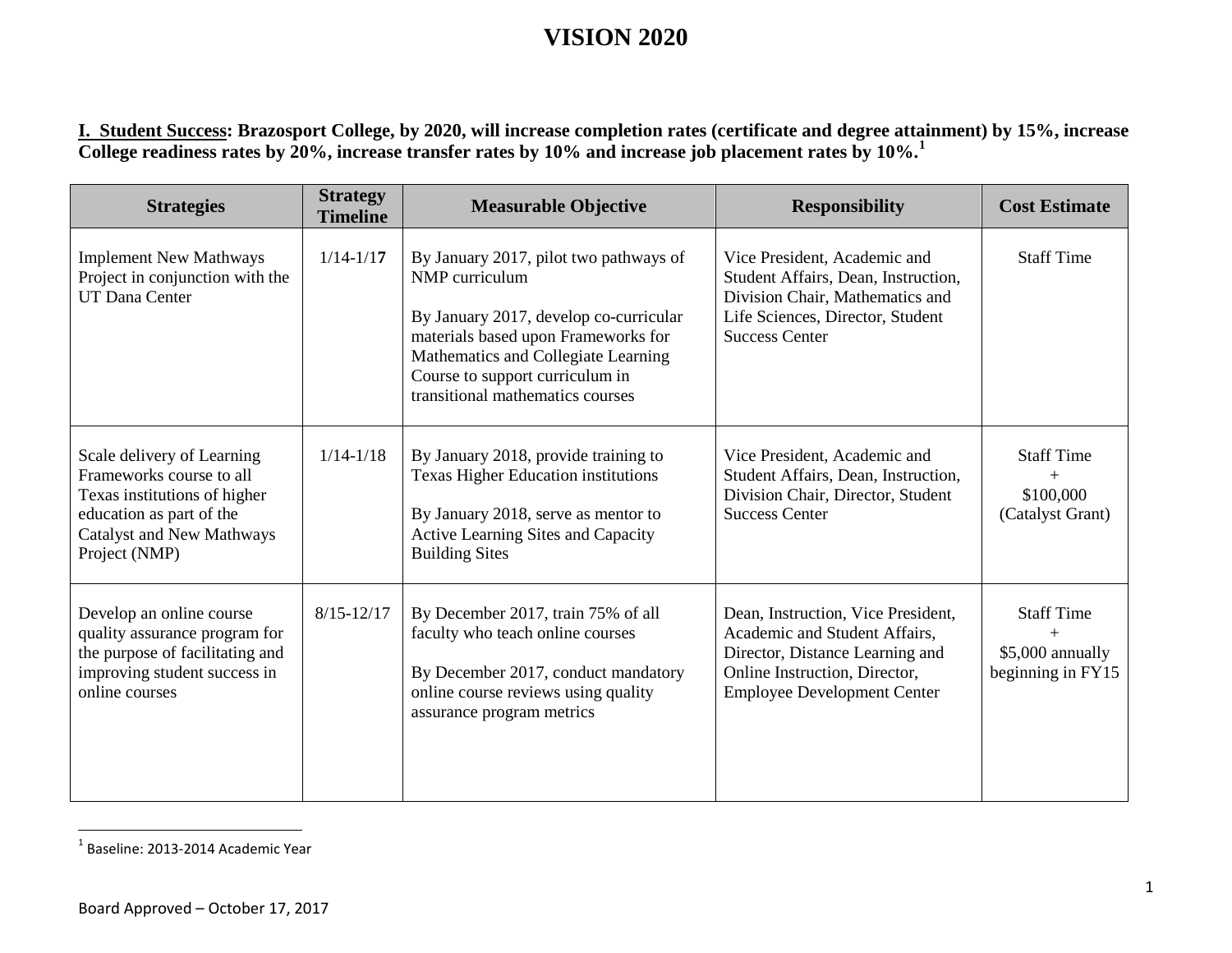# VISION 2020

**I. Student Success: Brazosport College, by 2020, will increase completion rates (certificate and degree attainment) by 15%, increase College readiness rates by 20%, increase transfer rates by 10% and increase job placement rates by 10%.**[1]

| Strategies | Strategy Timeline | Measurable Objective | Responsibility | Cost Estimate |
|---|---|---|---|---|
| Implement New Mathways Project in conjunction with the UT Dana Center | 1/14-1/17 | By January 2017, pilot two pathways of NMP curriculum<br><br>By January 2017, develop co-curricular materials based upon Frameworks for Mathematics and Collegiate Learning Course to support curriculum in transitional mathematics courses | Vice President, Academic and Student Affairs, Dean, Instruction, Division Chair, Mathematics and Life Sciences, Director, Student Success Center | Staff Time |
| Scale delivery of Learning Frameworks course to all Texas institutions of higher education as part of the Catalyst and New Mathways Project (NMP) | 1/14-1/18 | By January 2018, provide training to Texas Higher Education institutions<br><br>By January 2018, serve as mentor to Active Learning Sites and Capacity Building Sites | Vice President, Academic and Student Affairs, Dean, Instruction, Division Chair, Director, Student Success Center | Staff Time<br>+<br>\$100,000<br>(Catalyst Grant) |
| Develop an online course quality assurance program for the purpose of facilitating and improving student success in online courses | 8/15-12/17 | By December 2017, train 75% of all faculty who teach online courses<br><br>By December 2017, conduct mandatory online course reviews using quality assurance program metrics | Dean, Instruction, Vice President, Academic and Student Affairs, Director, Distance Learning and Online Instruction, Director, Employee Development Center | Staff Time<br>+<br>\$5,000 annually beginning in FY15 |

[1] Baseline: 2013-2014 Academic Year

Board Approved – October 17, 2017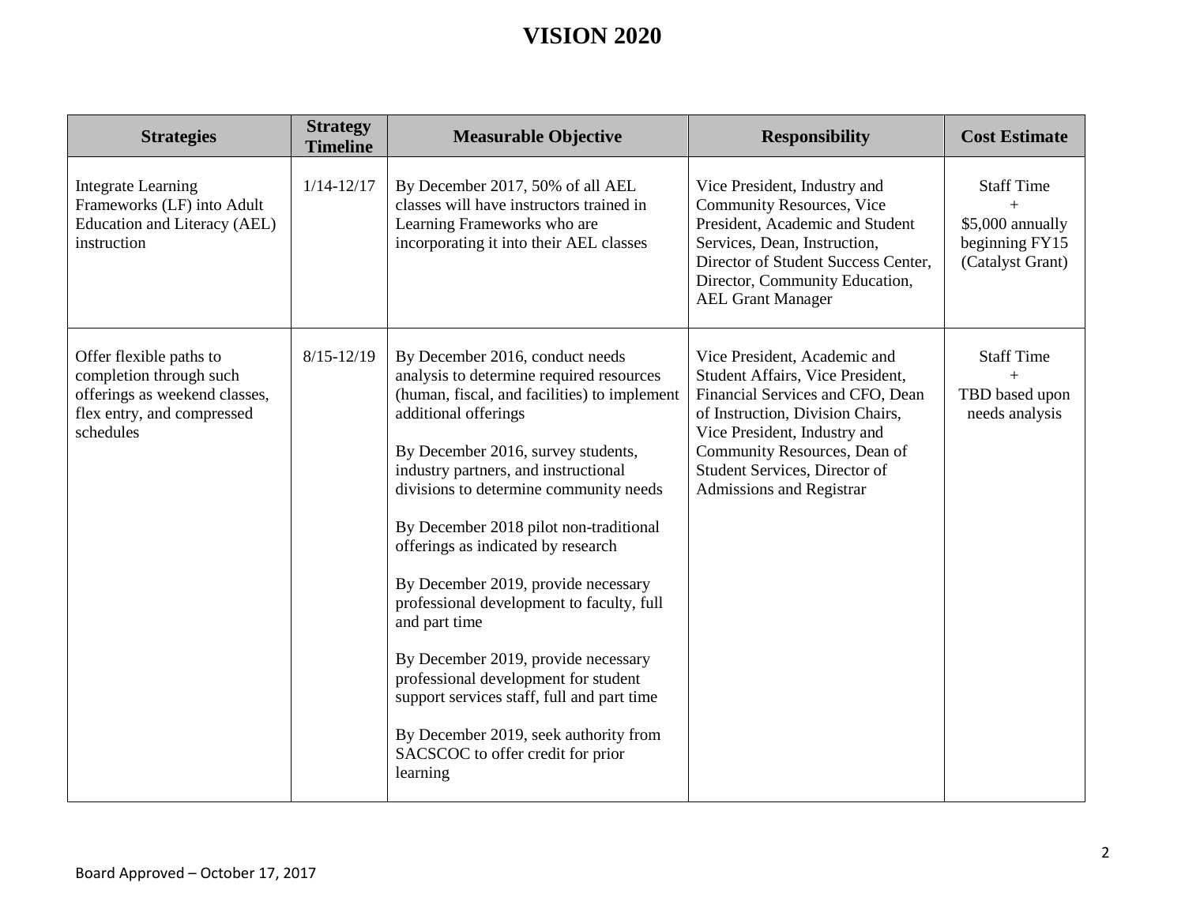# VISION 2020

| Strategies | Strategy Timeline | Measurable Objective | Responsibility | Cost Estimate |
|---|---|---|---|---|
| Integrate Learning Frameworks (LF) into Adult Education and Literacy (AEL) instruction | 1/14-12/17 | By December 2017, 50% of all AEL classes will have instructors trained in Learning Frameworks who are incorporating it into their AEL classes | Vice President, Industry and Community Resources, Vice President, Academic and Student Services, Dean, Instruction, Director of Student Success Center, Director, Community Education, AEL Grant Manager | Staff Time + $5,000 annually beginning FY15 (Catalyst Grant) |
| Offer flexible paths to completion through such offerings as weekend classes, flex entry, and compressed schedules | 8/15-12/19 | By December 2016, conduct needs analysis to determine required resources (human, fiscal, and facilities) to implement additional offerings<br><br>By December 2016, survey students, industry partners, and instructional divisions to determine community needs<br><br>By December 2018 pilot non-traditional offerings as indicated by research<br><br>By December 2019, provide necessary professional development to faculty, full and part time<br><br>By December 2019, provide necessary professional development for student support services staff, full and part time<br><br>By December 2019, seek authority from SACSCOC to offer credit for prior learning | Vice President, Academic and Student Affairs, Vice President, Financial Services and CFO, Dean of Instruction, Division Chairs, Vice President, Industry and Community Resources, Dean of Student Services, Director of Admissions and Registrar | Staff Time + TBD based upon needs analysis |

Board Approved – October 17, 2017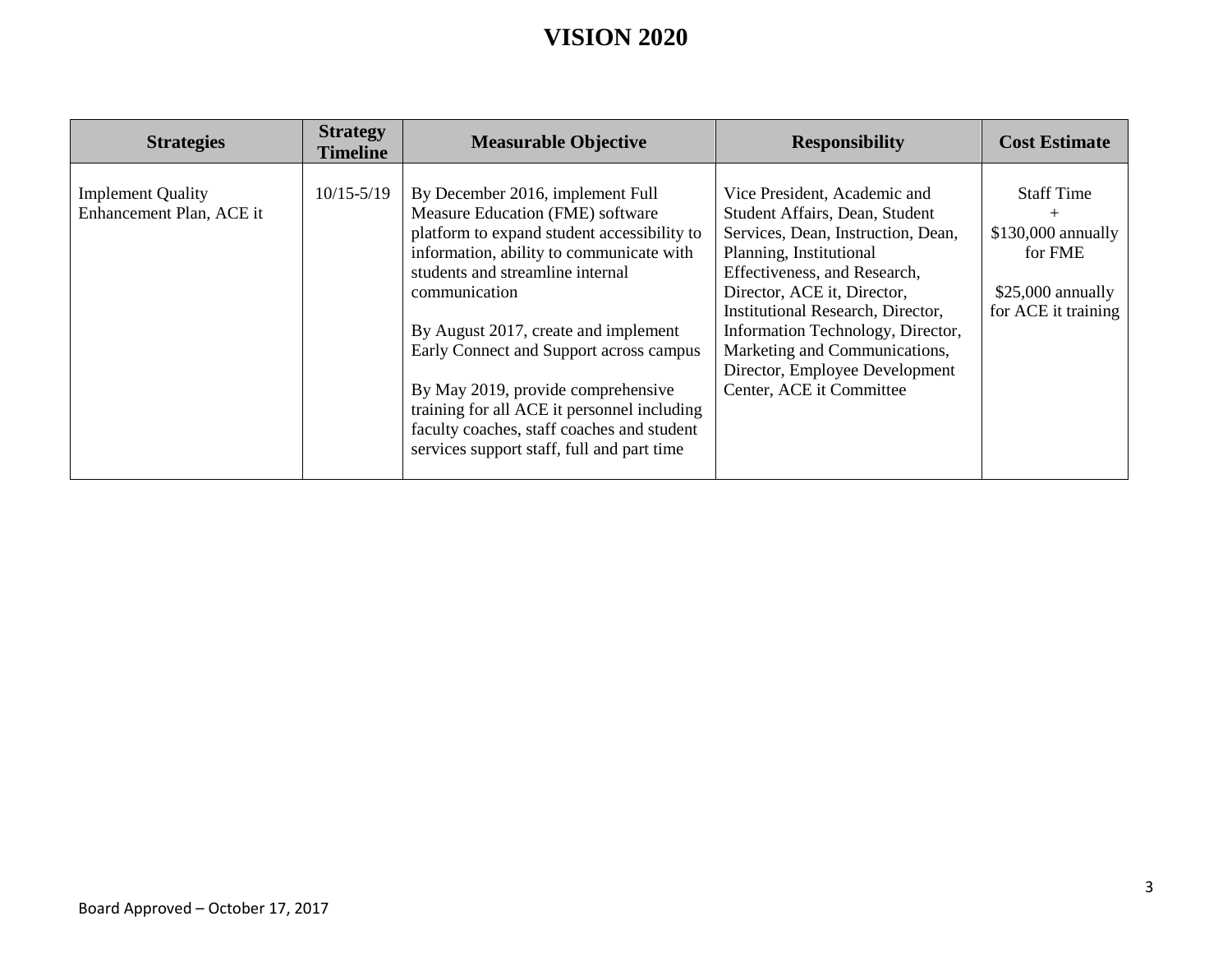# VISION 2020

| Strategies | Strategy Timeline | Measurable Objective | Responsibility | Cost Estimate |
|---|---|---|---|---|
| Implement Quality Enhancement Plan, ACE it | 10/15-5/19 | By December 2016, implement Full Measure Education (FME) software platform to expand student accessibility to information, ability to communicate with students and streamline internal communication<br><br>By August 2017, create and implement Early Connect and Support across campus<br><br>By May 2019, provide comprehensive training for all ACE it personnel including faculty coaches, staff coaches and student services support staff, full and part time | Vice President, Academic and Student Affairs, Dean, Student Services, Dean, Instruction, Dean, Planning, Institutional Effectiveness, and Research, Director, ACE it, Director, Institutional Research, Director, Information Technology, Director, Marketing and Communications, Director, Employee Development Center, ACE it Committee | Staff Time<br>+<br>$130,000 annually for FME<br><br>$25,000 annually for ACE it training |

Board Approved – October 17, 2017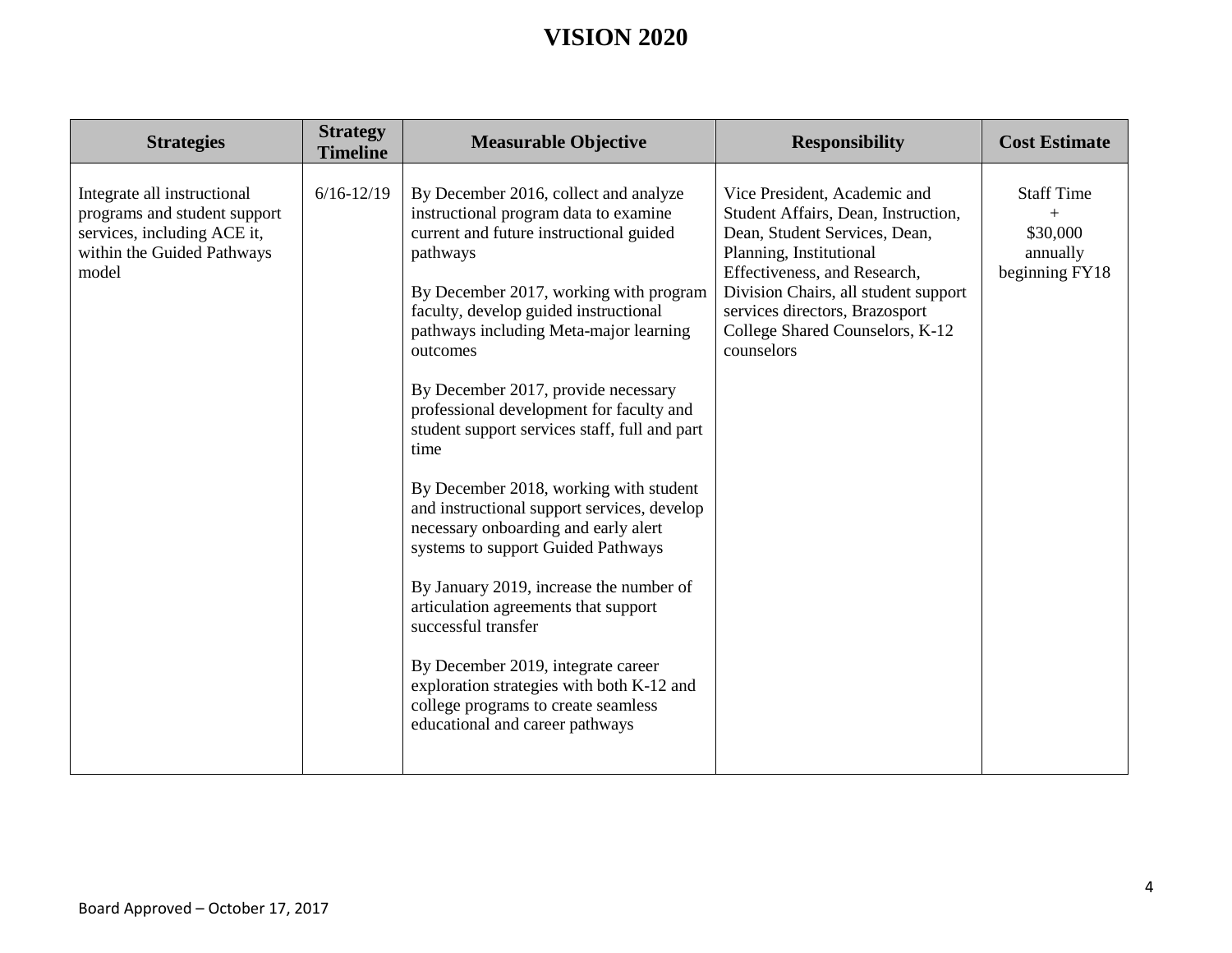# VISION 2020

| Strategies | Strategy Timeline | Measurable Objective | Responsibility | Cost Estimate |
|---|---|---|---|---|
| Integrate all instructional programs and student support services, including ACE it, within the Guided Pathways model | 6/16-12/19 | By December 2016, collect and analyze instructional program data to examine current and future instructional guided pathways<br><br>By December 2017, working with program faculty, develop guided instructional pathways including Meta-major learning outcomes<br><br>By December 2017, provide necessary professional development for faculty and student support services staff, full and part time<br><br>By December 2018, working with student and instructional support services, develop necessary onboarding and early alert systems to support Guided Pathways<br><br>By January 2019, increase the number of articulation agreements that support successful transfer<br><br>By December 2019, integrate career exploration strategies with both K-12 and college programs to create seamless educational and career pathways | Vice President, Academic and Student Affairs, Dean, Instruction, Dean, Student Services, Dean, Planning, Institutional Effectiveness, and Research, Division Chairs, all student support services directors, Brazosport College Shared Counselors, K-12 counselors | Staff Time<br>+<br>\$30,000<br>annually<br>beginning FY18 |

Board Approved – October 17, 2017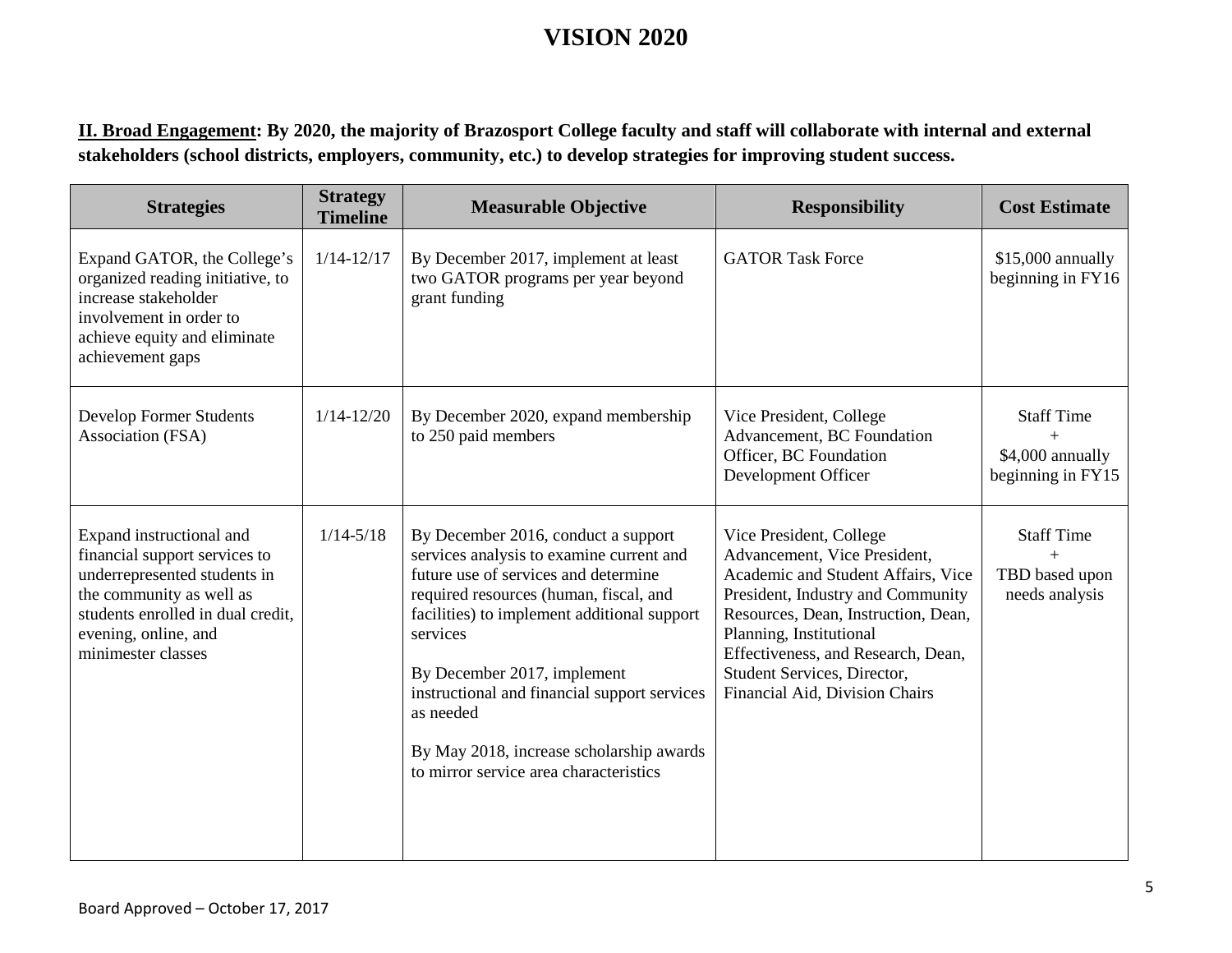# VISION 2020

**<u>II. Broad Engagement</u>: By 2020, the majority of Brazosport College faculty and staff will collaborate with internal and external stakeholders (school districts, employers, community, etc.) to develop strategies for improving student success.**

| Strategies | Strategy Timeline | Measurable Objective | Responsibility | Cost Estimate |
|---|---|---|---|---|
| Expand GATOR, the College's organized reading initiative, to increase stakeholder involvement in order to achieve equity and eliminate achievement gaps | 1/14-12/17 | By December 2017, implement at least two GATOR programs per year beyond grant funding | GATOR Task Force | $15,000 annually beginning in FY16 |
| Develop Former Students Association (FSA) | 1/14-12/20 | By December 2020, expand membership to 250 paid members | Vice President, College Advancement, BC Foundation Officer, BC Foundation Development Officer | Staff Time + $4,000 annually beginning in FY15 |
| Expand instructional and financial support services to underrepresented students in the community as well as students enrolled in dual credit, evening, online, and minimester classes | 1/14-5/18 | By December 2016, conduct a support services analysis to examine current and future use of services and determine required resources (human, fiscal, and facilities) to implement additional support services<br><br>By December 2017, implement instructional and financial support services as needed<br><br>By May 2018, increase scholarship awards to mirror service area characteristics | Vice President, College Advancement, Vice President, Academic and Student Affairs, Vice President, Industry and Community Resources, Dean, Instruction, Dean, Planning, Institutional Effectiveness, and Research, Dean, Student Services, Director, Financial Aid, Division Chairs | Staff Time + TBD based upon needs analysis |

Board Approved – October 17, 2017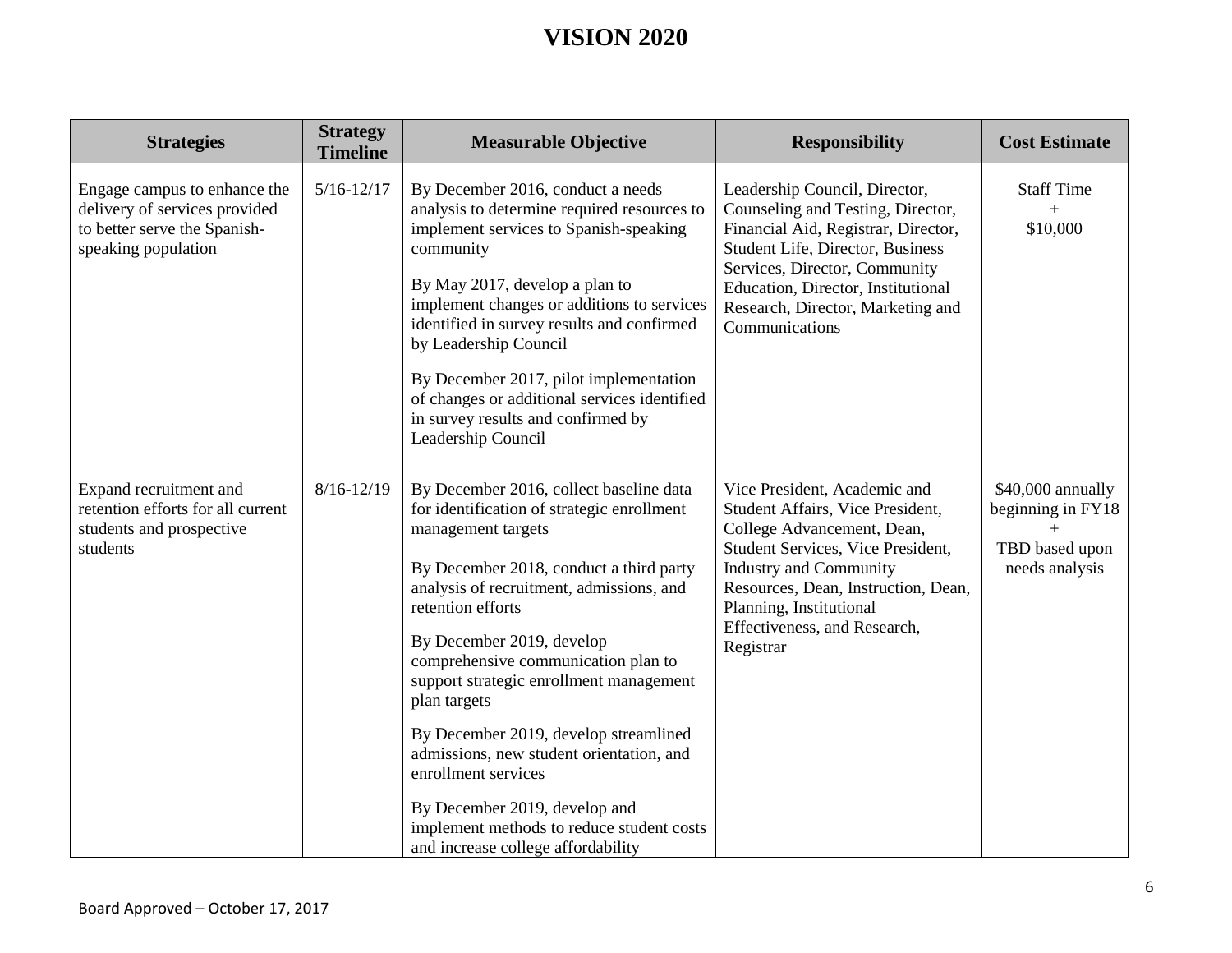# VISION 2020

| Strategies | Strategy Timeline | Measurable Objective | Responsibility | Cost Estimate |
|---|---|---|---|---|
| Engage campus to enhance the delivery of services provided to better serve the Spanish-speaking population | 5/16-12/17 | By December 2016, conduct a needs analysis to determine required resources to implement services to Spanish-speaking community<br><br>By May 2017, develop a plan to implement changes or additions to services identified in survey results and confirmed by Leadership Council<br><br>By December 2017, pilot implementation of changes or additional services identified in survey results and confirmed by Leadership Council | Leadership Council, Director, Counseling and Testing, Director, Financial Aid, Registrar, Director, Student Life, Director, Business Services, Director, Community Education, Director, Institutional Research, Director, Marketing and Communications | Staff Time<br>+<br>$10,000 |
| Expand recruitment and retention efforts for all current students and prospective students | 8/16-12/19 | By December 2016, collect baseline data for identification of strategic enrollment management targets<br><br>By December 2018, conduct a third party analysis of recruitment, admissions, and retention efforts<br><br>By December 2019, develop comprehensive communication plan to support strategic enrollment management plan targets<br><br>By December 2019, develop streamlined admissions, new student orientation, and enrollment services<br><br>By December 2019, develop and implement methods to reduce student costs and increase college affordability | Vice President, Academic and Student Affairs, Vice President, College Advancement, Dean, Student Services, Vice President, Industry and Community Resources, Dean, Instruction, Dean, Planning, Institutional Effectiveness, and Research, Registrar | $40,000 annually beginning in FY18<br>+<br>TBD based upon needs analysis |

Board Approved – October 17, 2017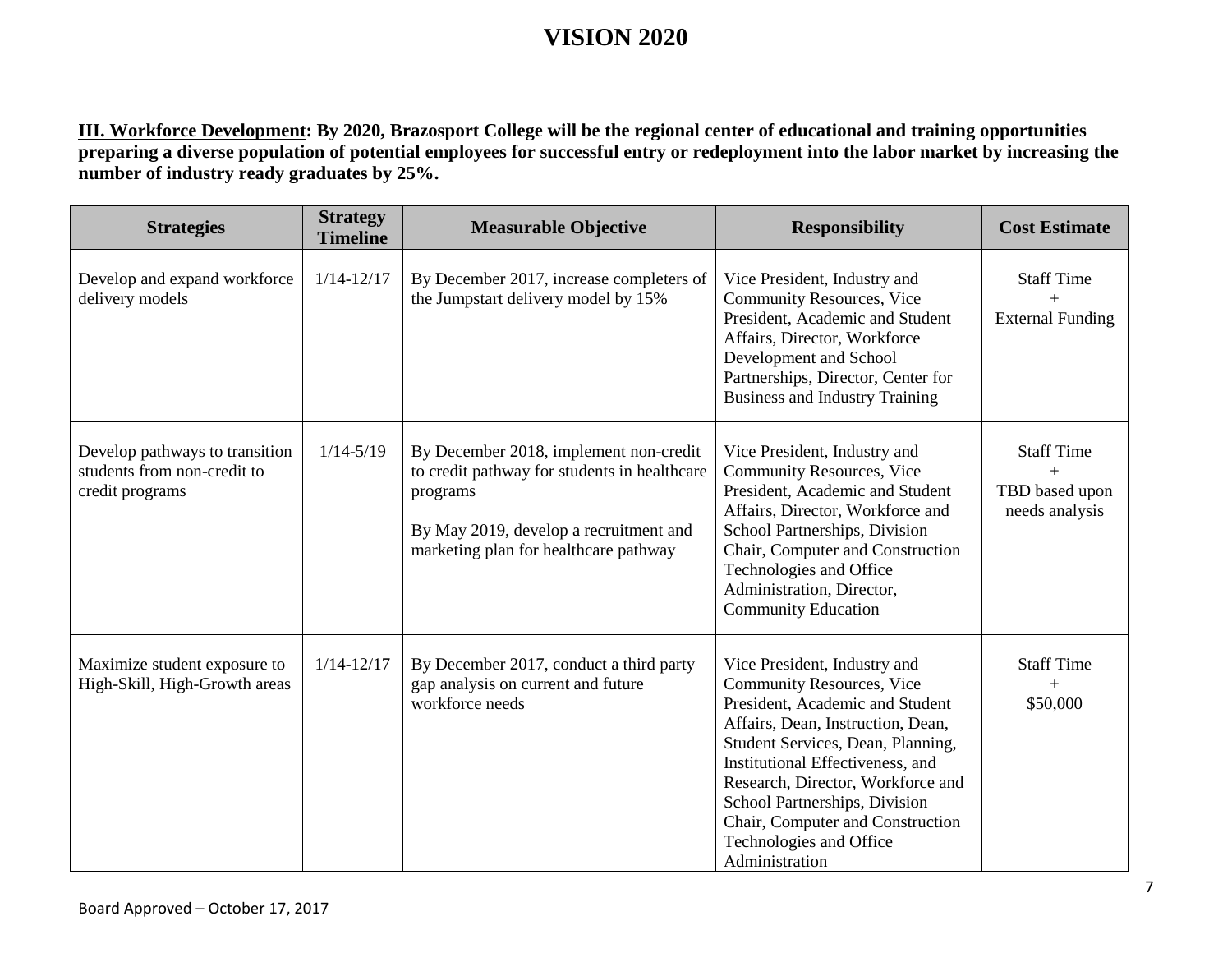# VISION 2020

**III. Workforce Development: By 2020, Brazosport College will be the regional center of educational and training opportunities preparing a diverse population of potential employees for successful entry or redeployment into the labor market by increasing the number of industry ready graduates by 25%.**

| Strategies | Strategy Timeline | Measurable Objective | Responsibility | Cost Estimate |
|---|---|---|---|---|
| Develop and expand workforce delivery models | 1/14-12/17 | By December 2017, increase completers of the Jumpstart delivery model by 15% | Vice President, Industry and Community Resources, Vice President, Academic and Student Affairs, Director, Workforce Development and School Partnerships, Director, Center for Business and Industry Training | Staff Time + External Funding |
| Develop pathways to transition students from non-credit to credit programs | 1/14-5/19 | By December 2018, implement non-credit to credit pathway for students in healthcare programs<br><br>By May 2019, develop a recruitment and marketing plan for healthcare pathway | Vice President, Industry and Community Resources, Vice President, Academic and Student Affairs, Director, Workforce and School Partnerships, Division Chair, Computer and Construction Technologies and Office Administration, Director, Community Education | Staff Time + TBD based upon needs analysis |
| Maximize student exposure to High-Skill, High-Growth areas | 1/14-12/17 | By December 2017, conduct a third party gap analysis on current and future workforce needs | Vice President, Industry and Community Resources, Vice President, Academic and Student Affairs, Dean, Instruction, Dean, Student Services, Dean, Planning, Institutional Effectiveness, and Research, Director, Workforce and School Partnerships, Division Chair, Computer and Construction Technologies and Office Administration | Staff Time + $50,000 |

Board Approved – October 17, 2017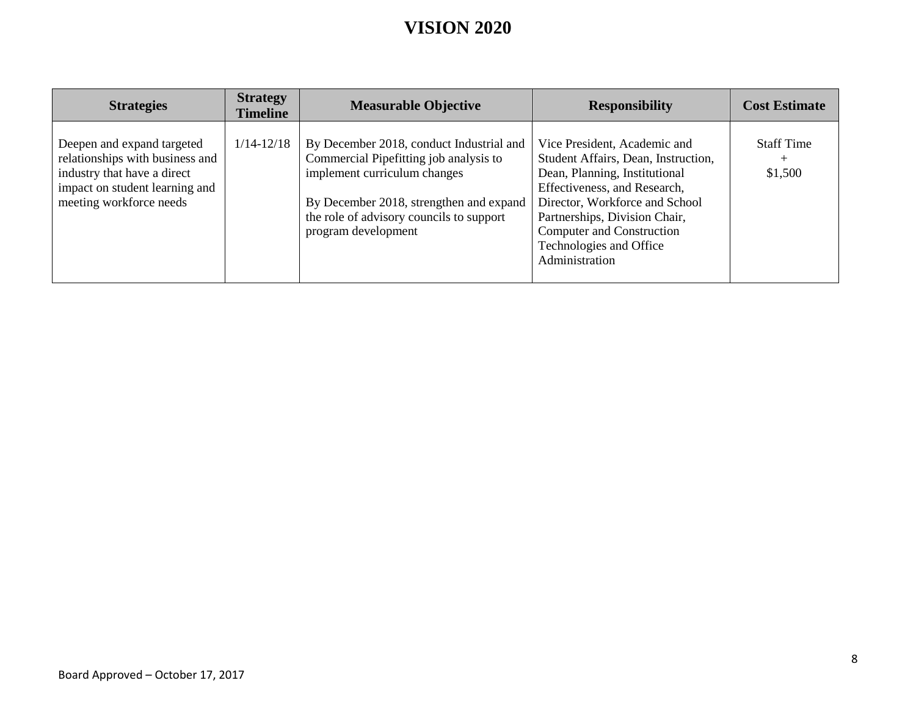# VISION 2020

| Strategies | Strategy Timeline | Measurable Objective | Responsibility | Cost Estimate |
|---|---|---|---|---|
| Deepen and expand targeted relationships with business and industry that have a direct impact on student learning and meeting workforce needs | 1/14-12/18 | By December 2018, conduct Industrial and Commercial Pipefitting job analysis to implement curriculum changes<br><br>By December 2018, strengthen and expand the role of advisory councils to support program development | Vice President, Academic and Student Affairs, Dean, Instruction, Dean, Planning, Institutional Effectiveness, and Research, Director, Workforce and School Partnerships, Division Chair, Computer and Construction Technologies and Office Administration | Staff Time + $1,500 |

Board Approved – October 17, 2017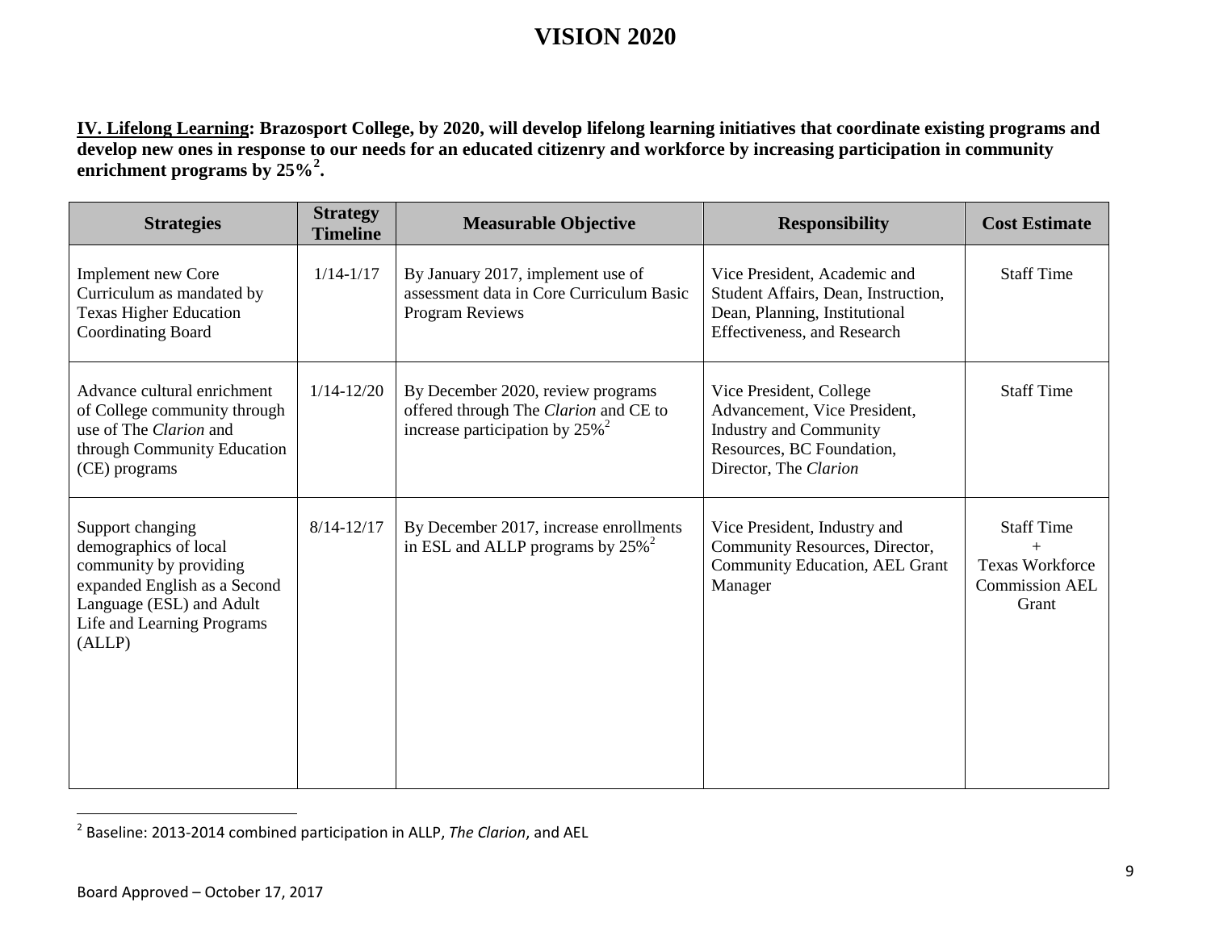**IV. Lifelong Learning: Brazosport College, by 2020, will develop lifelong learning initiatives that coordinate existing programs and develop new ones in response to our needs for an educated citizenry and workforce by increasing participation in community enrichment programs by 25%[2].**

| Strategies | Strategy Timeline | Measurable Objective | Responsibility | Cost Estimate |
|---|---|---|---|---|
| Implement new Core Curriculum as mandated by Texas Higher Education Coordinating Board | 1/14-1/17 | By January 2017, implement use of assessment data in Core Curriculum Basic Program Reviews | Vice President, Academic and Student Affairs, Dean, Instruction, Dean, Planning, Institutional Effectiveness, and Research | Staff Time |
| Advance cultural enrichment of College community through use of The *Clarion* and through Community Education (CE) programs | 1/14-12/20 | By December 2020, review programs offered through The *Clarion* and CE to increase participation by 25%[2] | Vice President, College Advancement, Vice President, Industry and Community Resources, BC Foundation, Director, The *Clarion* | Staff Time |
| Support changing demographics of local community by providing expanded English as a Second Language (ESL) and Adult Life and Learning Programs (ALLP) | 8/14-12/17 | By December 2017, increase enrollments in ESL and ALLP programs by 25%[2] | Vice President, Industry and Community Resources, Director, Community Education, AEL Grant Manager | Staff Time + Texas Workforce Commission AEL Grant |

[2] Baseline: 2013-2014 combined participation in ALLP, *The Clarion*, and AEL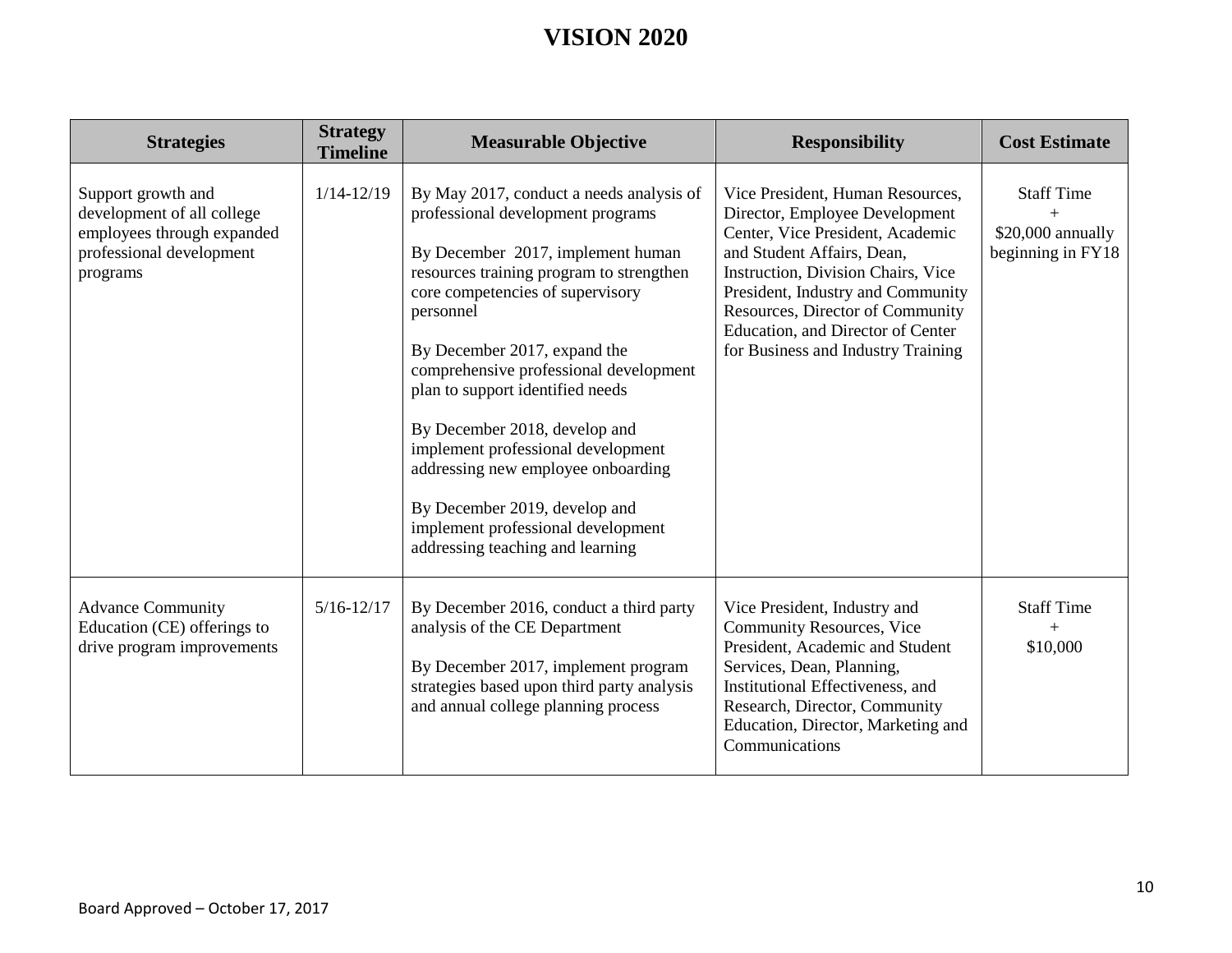# VISION 2020

| Strategies | Strategy Timeline | Measurable Objective | Responsibility | Cost Estimate |
| --- | --- | --- | --- | --- |
| Support growth and development of all college employees through expanded professional development programs | 1/14-12/19 | By May 2017, conduct a needs analysis of professional development programs<br><br>By December 2017, implement human resources training program to strengthen core competencies of supervisory personnel<br><br>By December 2017, expand the comprehensive professional development plan to support identified needs<br><br>By December 2018, develop and implement professional development addressing new employee onboarding<br><br>By December 2019, develop and implement professional development addressing teaching and learning | Vice President, Human Resources, Director, Employee Development Center, Vice President, Academic and Student Affairs, Dean, Instruction, Division Chairs, Vice President, Industry and Community Resources, Director of Community Education, and Director of Center for Business and Industry Training | Staff Time<br>+<br>$20,000 annually beginning in FY18 |
| Advance Community Education (CE) offerings to drive program improvements | 5/16-12/17 | By December 2016, conduct a third party analysis of the CE Department<br><br>By December 2017, implement program strategies based upon third party analysis and annual college planning process | Vice President, Industry and Community Resources, Vice President, Academic and Student Services, Dean, Planning, Institutional Effectiveness, and Research, Director, Community Education, Director, Marketing and Communications | Staff Time<br>+<br>$10,000 |

Board Approved – October 17, 2017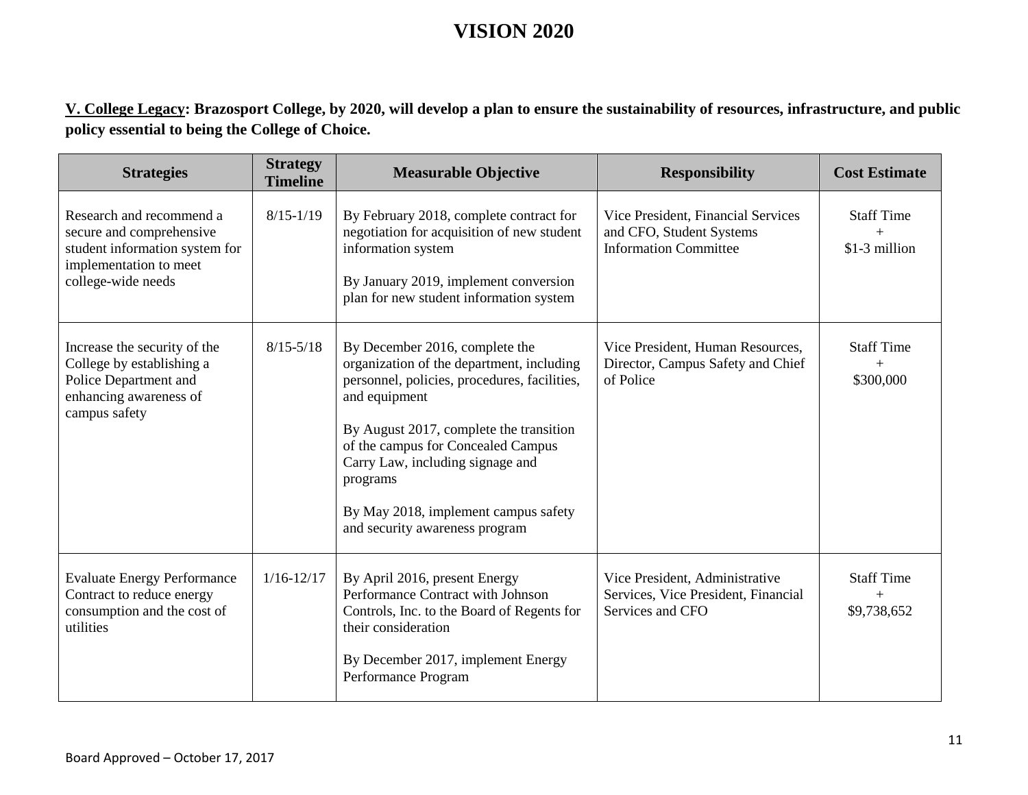# VISION 2020

**<u>V. College Legacy</u>: Brazosport College, by 2020, will develop a plan to ensure the sustainability of resources, infrastructure, and public policy essential to being the College of Choice.**

| Strategies | Strategy Timeline | Measurable Objective | Responsibility | Cost Estimate |
|---|---|---|---|---|
| Research and recommend a secure and comprehensive student information system for implementation to meet college-wide needs | 8/15-1/19 | By February 2018, complete contract for negotiation for acquisition of new student information system<br><br>By January 2019, implement conversion plan for new student information system | Vice President, Financial Services and CFO, Student Systems Information Committee | Staff Time<br>+<br>$1-3 million |
| Increase the security of the College by establishing a Police Department and enhancing awareness of campus safety | 8/15-5/18 | By December 2016, complete the organization of the department, including personnel, policies, procedures, facilities, and equipment<br><br>By August 2017, complete the transition of the campus for Concealed Campus Carry Law, including signage and programs<br><br>By May 2018, implement campus safety and security awareness program | Vice President, Human Resources, Director, Campus Safety and Chief of Police | Staff Time<br>+<br>$300,000 |
| Evaluate Energy Performance Contract to reduce energy consumption and the cost of utilities | 1/16-12/17 | By April 2016, present Energy Performance Contract with Johnson Controls, Inc. to the Board of Regents for their consideration<br><br>By December 2017, implement Energy Performance Program | Vice President, Administrative Services, Vice President, Financial Services and CFO | Staff Time<br>+<br>$9,738,652 |

Board Approved – October 17, 2017